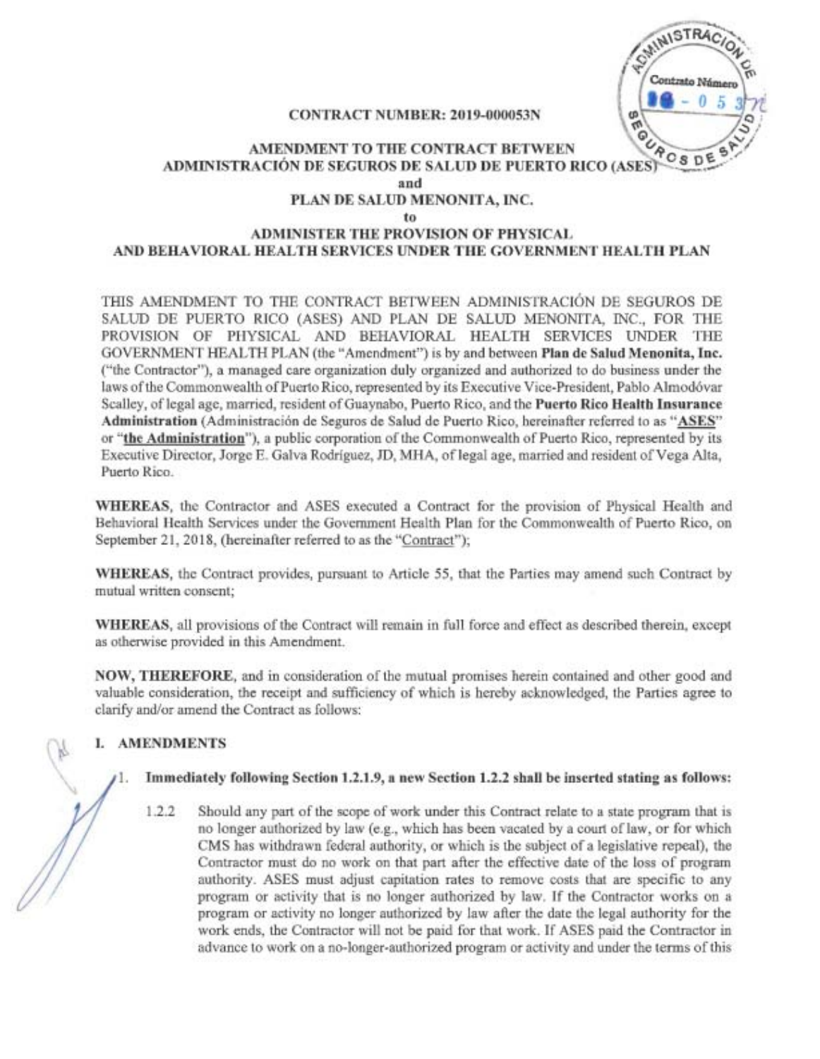**CONTRACT NUMBER: 2019-000053N**

**AMENDMENT TO THE CONTRACT BETWEEN ADMINISTRACIÓN DE SEGUROS DE SALUD DE PUERTO RICO (ASES) and PLAN DE SALUD MENONITA, INC. to ADMINISTER THE PROVISION OF PHYSICAL AND BEHAVIORAL HEALTH SERVICES UNDER THE GOVERNMENT HEALTH PLAN**

THIS AMENDMENT TO THE CONTRACT BETWEEN ADMINISTRACIÓN DE SEGUROS DE SALUD DE PUERTO RICO (ASES) AND PLAN DE SALUD MENONITA, INC., FOR THE PROVISION OF PHYSICAL AND BEHAVIORAL HEALTH SERVICES UNDER THE GOVERNMENT HEALTH PLAN (the "Amendment") is by and between **Plan de Salud Menonita, Inc.** ("the Contractor"), a managed care organization duly organized and authorized to do business under the laws of the Commonwealth of Puerto Rico, represented by its Executive Vice-President, Pablo Almodóvar Scalley, of legal age, married, resident of Guaynabo, Puerto Rico, and the **Puerto Rico Health Insurance Administration** (Administración de Seguros de Salud de Puerto Rico, hereinafter referred to as "**ASES**" or "**the Administration**"), a public corporation of the Commonwealth of Puerto Rico, represented by its Executive Director, Jorge E. Galva Rodríguez, JD, MHA, of legal age, married and resident of Vega Alta, Puerto Rico.

**WHEREAS**, the Contractor and ASES executed a Contract for the provision of Physical Health and Behavioral Health Services under the Government Health Plan for the Commonwealth of Puerto Rico, on September 21, 2018, (hereinafter referred to as the "Contract");

**WHEREAS**, the Contract provides, pursuant to Article 55, that the Parties may amend such Contract by mutual written consent;

**WHEREAS**, all provisions of the Contract will remain in full force and effect as described therein, except as otherwise provided in this Amendment.

**NOW, THEREFORE**, and in consideration of the mutual promises herein contained and other good and valuable consideration, the receipt and sufficiency of which is hereby acknowledged, the Parties agree to clarify and/or amend the Contract as follows:

## I. AMENDMENTS

1. **Immediately following Section 1.2.1.9, a new Section 1.2.2 shall be inserted stating as follows:**

   1.2.2 Should any part of the scope of work under this Contract relate to a state program that is no longer authorized by law (e.g., which has been vacated by a court of law, or for which CMS has withdrawn federal authority, or which is the subject of a legislative repeal), the Contractor must do no work on that part after the effective date of the loss of program authority. ASES must adjust capitation rates to remove costs that are specific to any program or activity that is no longer authorized by law. If the Contractor works on a program or activity no longer authorized by law after the date the legal authority for the work ends, the Contractor will not be paid for that work. If ASES paid the Contractor in advance to work on a no-longer-authorized program or activity and under the terms of this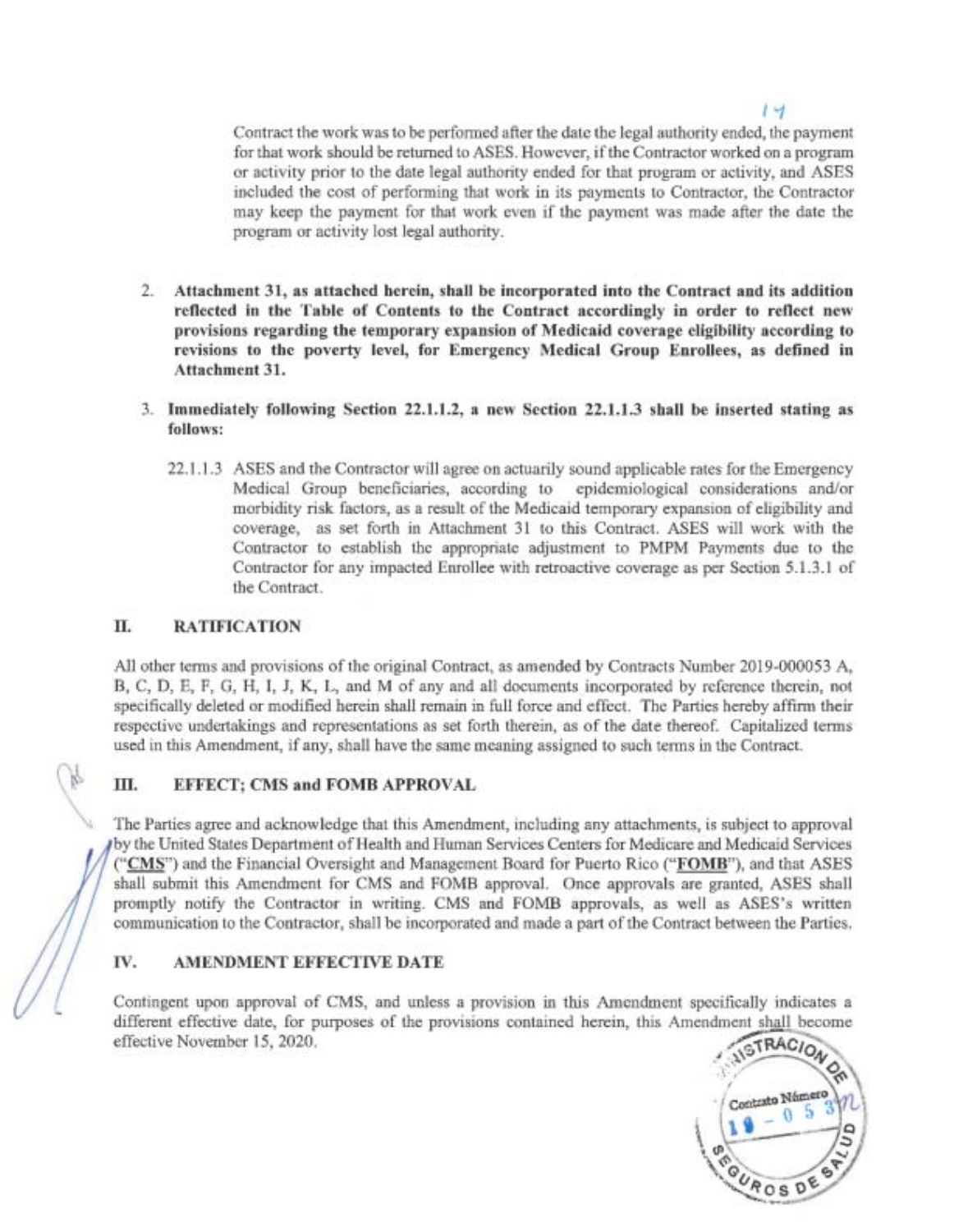Contract the work was to be performed after the date the legal authority ended, the payment for that work should be returned to ASES. However, if the Contractor worked on a program or activity prior to the date legal authority ended for that program or activity, and ASES included the cost of performing that work in its payments to Contractor, the Contractor may keep the payment for that work even if the payment was made after the date the program or activity lost legal authority.

2. **Attachment 31, as attached herein, shall be incorporated into the Contract and its addition reflected in the Table of Contents to the Contract accordingly in order to reflect new provisions regarding the temporary expansion of Medicaid coverage eligibility according to revisions to the poverty level, for Emergency Medical Group Enrollees, as defined in Attachment 31.**

3. **Immediately following Section 22.1.1.2, a new Section 22.1.1.3 shall be inserted stating as follows:**

   22.1.1.3 ASES and the Contractor will agree on actuarily sound applicable rates for the Emergency Medical Group beneficiaries, according to epidemiological considerations and/or morbidity risk factors, as a result of the Medicaid temporary expansion of eligibility and coverage, as set forth in Attachment 31 to this Contract. ASES will work with the Contractor to establish the appropriate adjustment to PMPM Payments due to the Contractor for any impacted Enrollee with retroactive coverage as per Section 5.1.3.1 of the Contract.

## II. RATIFICATION

All other terms and provisions of the original Contract, as amended by Contracts Number 2019-000053 A, B, C, D, E, F, G, H, I, J, K, L, and M of any and all documents incorporated by reference therein, not specifically deleted or modified herein shall remain in full force and effect. The Parties hereby affirm their respective undertakings and representations as set forth therein, as of the date thereof. Capitalized terms used in this Amendment, if any, shall have the same meaning assigned to such terms in the Contract.

## III. EFFECT; CMS and FOMB APPROVAL

The Parties agree and acknowledge that this Amendment, including any attachments, is subject to approval by the United States Department of Health and Human Services Centers for Medicare and Medicaid Services ("**CMS**") and the Financial Oversight and Management Board for Puerto Rico ("**FOMB**"), and that ASES shall submit this Amendment for CMS and FOMB approval. Once approvals are granted, ASES shall promptly notify the Contractor in writing. CMS and FOMB approvals, as well as ASES's written communication to the Contractor, shall be incorporated and made a part of the Contract between the Parties.

## IV. AMENDMENT EFFECTIVE DATE

Contingent upon approval of CMS, and unless a provision in this Amendment specifically indicates a different effective date, for purposes of the provisions contained herein, this Amendment shall become effective November 15, 2020.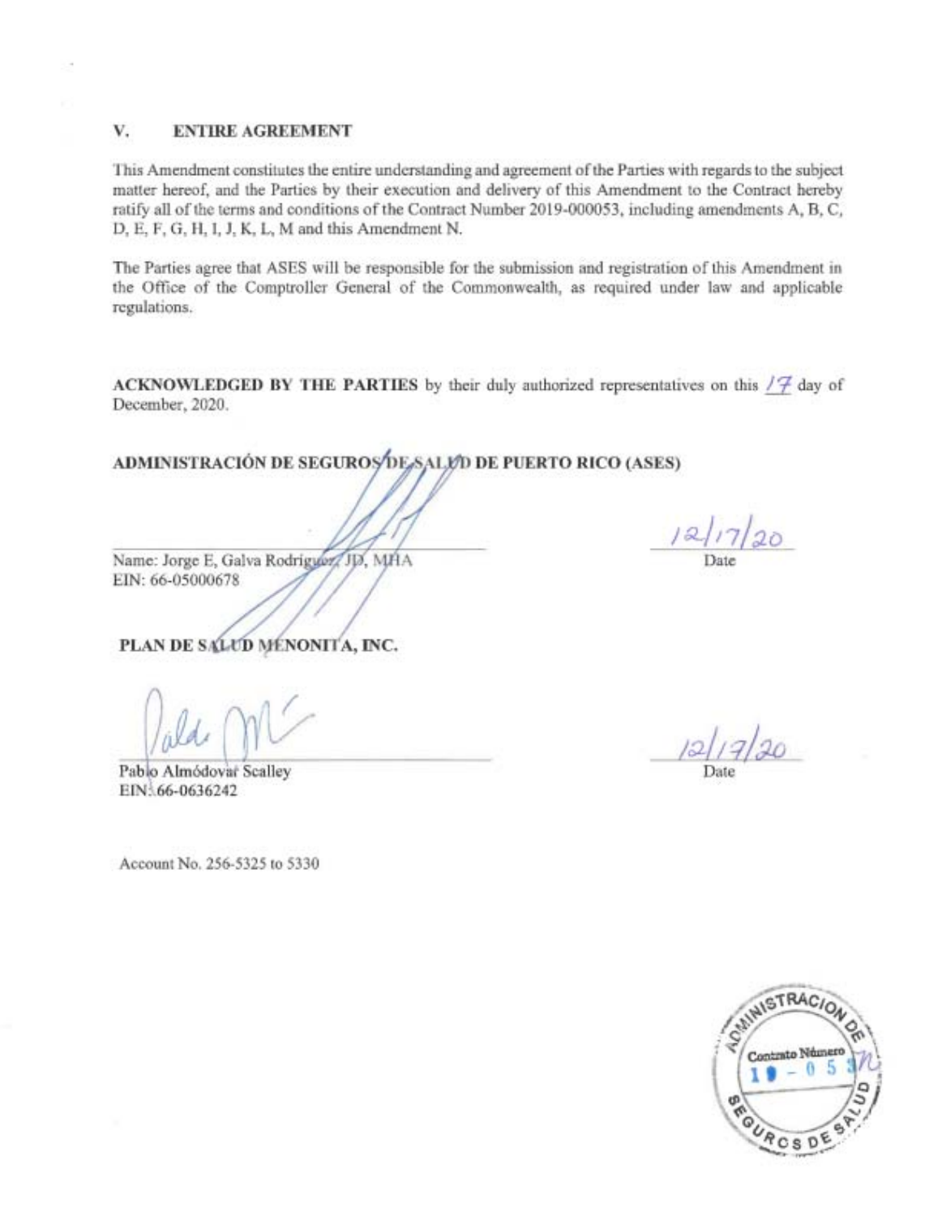## V. ENTIRE AGREEMENT

This Amendment constitutes the entire understanding and agreement of the Parties with regards to the subject matter hereof, and the Parties by their execution and delivery of this Amendment to the Contract hereby ratify all of the terms and conditions of the Contract Number 2019-000053, including amendments A, B, C, D, E, F, G, H, I, J, K, L, M and this Amendment N.

The Parties agree that ASES will be responsible for the submission and registration of this Amendment in the Office of the Comptroller General of the Commonwealth, as required under law and applicable regulations.

**ACKNOWLEDGED BY THE PARTIES** by their duly authorized representatives on this 17 day of December, 2020.

**ADMINISTRACIÓN DE SEGUROS DE SALUD DE PUERTO RICO (ASES)**

Name: Jorge E, Galva Rodríguez, JD, MHA
EIN: 66-05000678

12/17/20
Date

**PLAN DE SALUD MENONITA, INC.**

Pablo Almódovar Scalley
EIN: 66-0636242

12/17/20
Date

Account No. 256-5325 to 5330

ADMINISTRACION DE SEGUROS DE SALUD
Contrato Número
19 - 053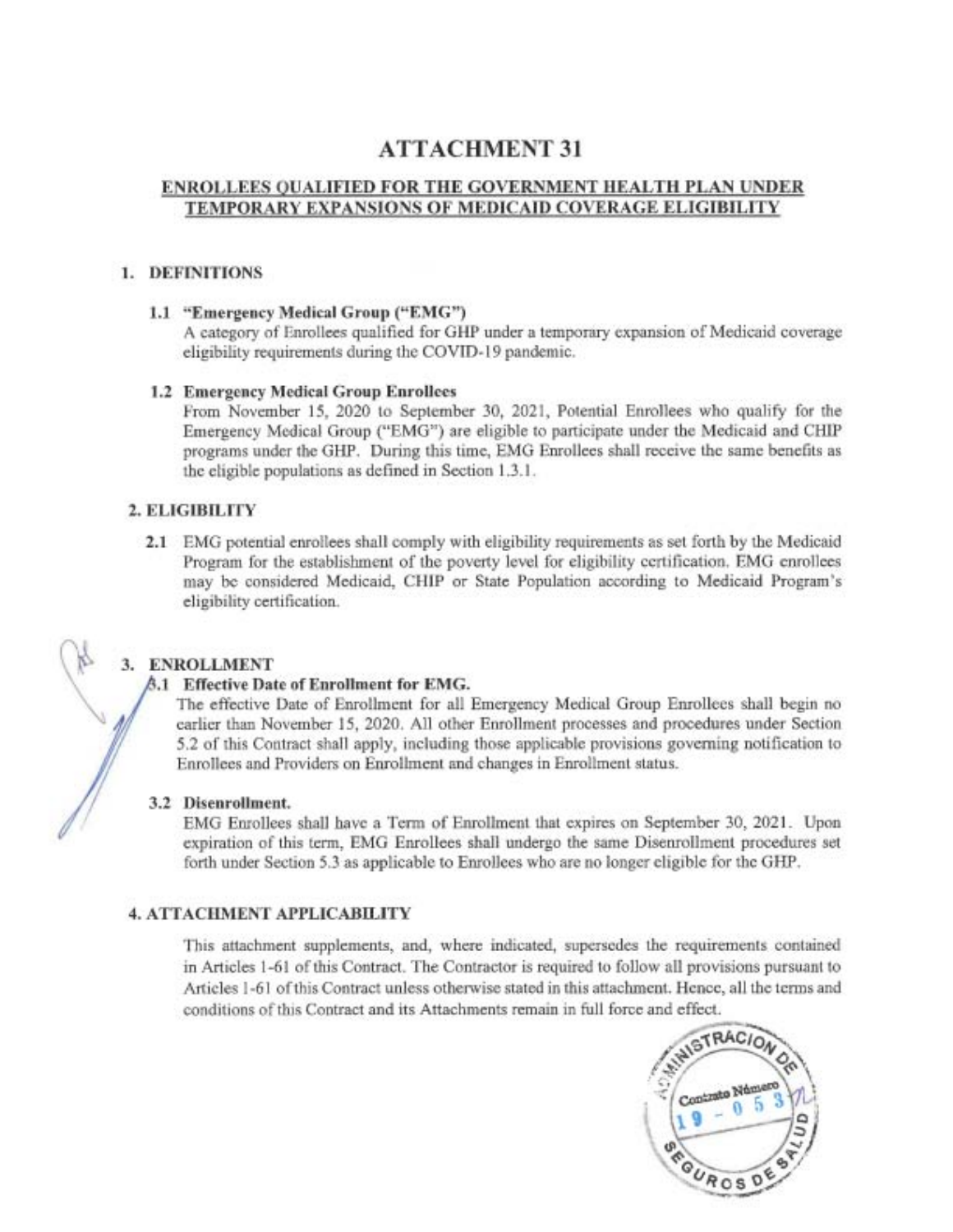# ATTACHMENT 31

## ENROLLEES QUALIFIED FOR THE GOVERNMENT HEALTH PLAN UNDER TEMPORARY EXPANSIONS OF MEDICAID COVERAGE ELIGIBILITY

### 1. DEFINITIONS

**1.1 "Emergency Medical Group ("EMG")**

A category of Enrollees qualified for GHP under a temporary expansion of Medicaid coverage eligibility requirements during the COVID-19 pandemic.

**1.2 Emergency Medical Group Enrollees**

From November 15, 2020 to September 30, 2021, Potential Enrollees who qualify for the Emergency Medical Group ("EMG") are eligible to participate under the Medicaid and CHIP programs under the GHP. During this time, EMG Enrollees shall receive the same benefits as the eligible populations as defined in Section 1.3.1.

### 2. ELIGIBILITY

**2.1** EMG potential enrollees shall comply with eligibility requirements as set forth by the Medicaid Program for the establishment of the poverty level for eligibility certification. EMG enrollees may be considered Medicaid, CHIP or State Population according to Medicaid Program's eligibility certification.

### 3. ENROLLMENT

**3.1 Effective Date of Enrollment for EMG.**

The effective Date of Enrollment for all Emergency Medical Group Enrollees shall begin no earlier than November 15, 2020. All other Enrollment processes and procedures under Section 5.2 of this Contract shall apply, including those applicable provisions governing notification to Enrollees and Providers on Enrollment and changes in Enrollment status.

**3.2 Disenrollment.**

EMG Enrollees shall have a Term of Enrollment that expires on September 30, 2021. Upon expiration of this term, EMG Enrollees shall undergo the same Disenrollment procedures set forth under Section 5.3 as applicable to Enrollees who are no longer eligible for the GHP.

### 4. ATTACHMENT APPLICABILITY

This attachment supplements, and, where indicated, supersedes the requirements contained in Articles 1-61 of this Contract. The Contractor is required to follow all provisions pursuant to Articles 1-61 of this Contract unless otherwise stated in this attachment. Hence, all the terms and conditions of this Contract and its Attachments remain in full force and effect.

ADMINISTRACION DE SEGUROS DE SALUD
Contrato Número 19-053